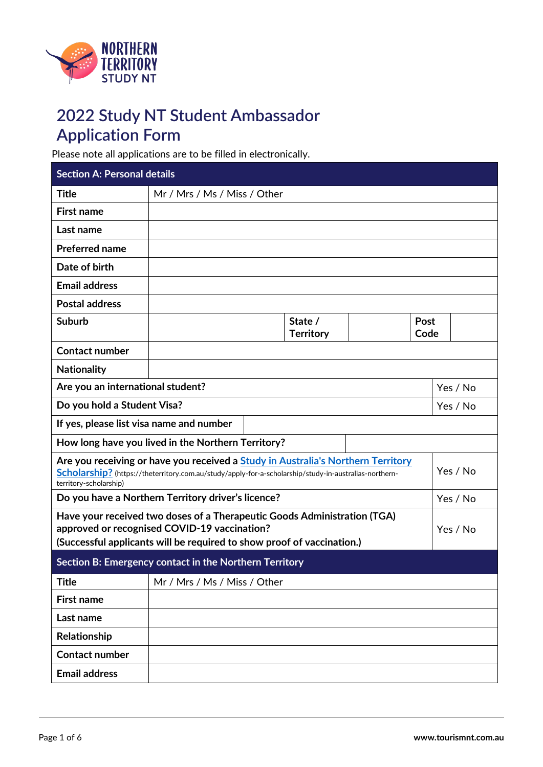# 2022 Study NT Student Ambassador Application Form

Please note all applications are to be filled in electronically.

| Section A: Personal details | | | | | |
|---|---|---|---|---|---|
| **Title** | Mr / Mrs / Ms / Miss / Other | | | | |
| **First name** | | | | | |
| **Last name** | | | | | |
| **Preferred name** | | | | | |
| **Date of birth** | | | | | |
| **Email address** | | | | | |
| **Postal address** | | | | | |
| **Suburb** | | **State / Territory** | | **Post Code** | |
| **Contact number** | | | | | |
| **Nationality** | | | | | |
| **Are you an international student?** | | | | | Yes / No |
| **Do you hold a Student Visa?** | | | | | Yes / No |
| **If yes, please list visa name and number** | | | | | |
| **How long have you lived in the Northern Territory?** | | | | | |
| **Are you receiving or have you received a [Study in Australia's Northern Territory Scholarship?](https://theterritory.com.au/study/apply-for-a-scholarship/study-in-australias-northern-territory-scholarship)** (https://theterritory.com.au/study/apply-for-a-scholarship/study-in-australias-northern-territory-scholarship) | | | | | Yes / No |
| **Do you have a Northern Territory driver's licence?** | | | | | Yes / No |
| **Have your received two doses of a Therapeutic Goods Administration (TGA) approved or recognised COVID-19 vaccination? (Successful applicants will be required to show proof of vaccination.)** | | | | | Yes / No |

| Section B: Emergency contact in the Northern Territory | |
|---|---|
| **Title** | Mr / Mrs / Ms / Miss / Other |
| **First name** | |
| **Last name** | |
| **Relationship** | |
| **Contact number** | |
| **Email address** | |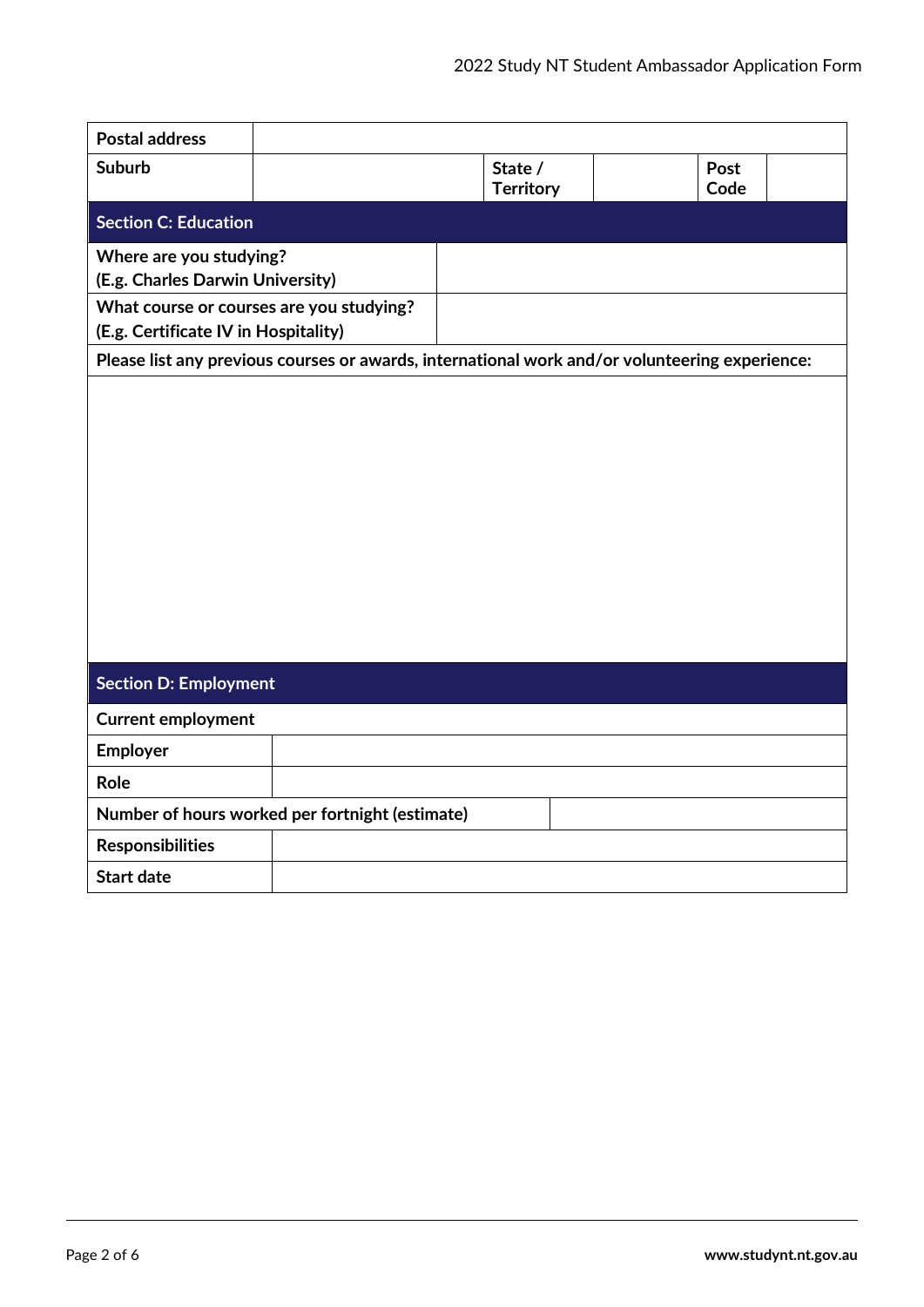| **Postal address** | | | | | |
|---|---|---|---|---|---|
| **Suburb** | | **State / Territory** | | **Post Code** | |

## Section C: Education

| **Where are you studying? (E.g. Charles Darwin University)** | |
|---|---|
| **What course or courses are you studying? (E.g. Certificate IV in Hospitality)** | |

**Please list any previous courses or awards, international work and/or volunteering experience:**

## Section D: Employment

**Current employment**

| **Employer** | |
|---|---|
| **Role** | |
| **Number of hours worked per fortnight (estimate)** | |
| **Responsibilities** | |
| **Start date** | |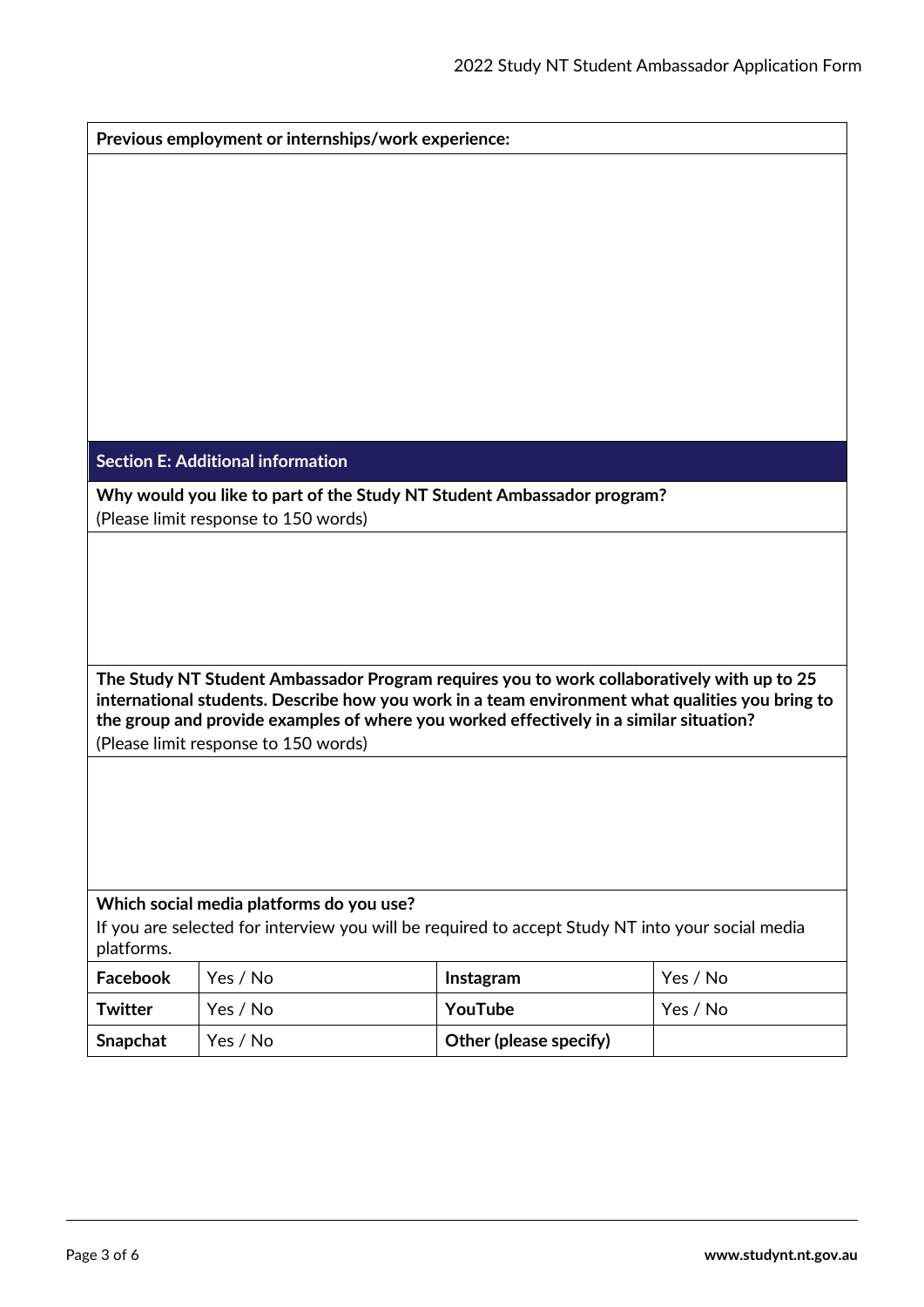**Previous employment or internships/work experience:**

## Section E: Additional information

**Why would you like to part of the Study NT Student Ambassador program?**
(Please limit response to 150 words)

**The Study NT Student Ambassador Program requires you to work collaboratively with up to 25 international students. Describe how you work in a team environment what qualities you bring to the group and provide examples of where you worked effectively in a similar situation?**
(Please limit response to 150 words)

**Which social media platforms do you use?**
If you are selected for interview you will be required to accept Study NT into your social media platforms.

| | | | |
|---|---|---|---|
| **Facebook** | Yes / No | **Instagram** | Yes / No |
| **Twitter** | Yes / No | **YouTube** | Yes / No |
| **Snapchat** | Yes / No | **Other (please specify)** | |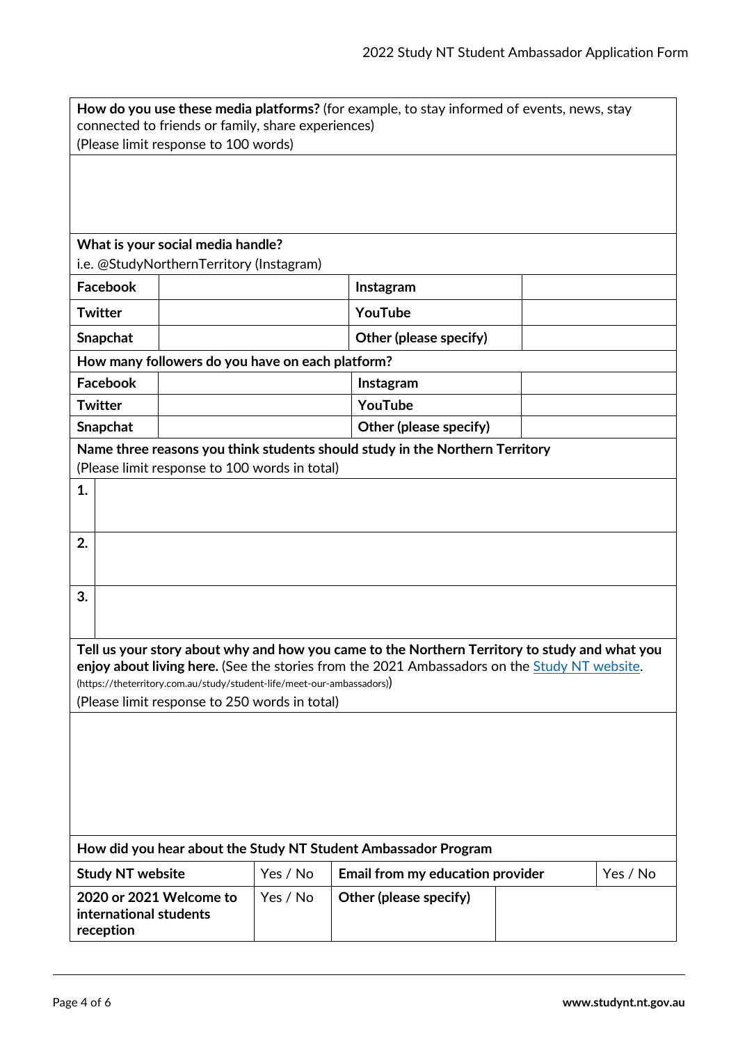**How do you use these media platforms?** (for example, to stay informed of events, news, stay connected to friends or family, share experiences)
(Please limit response to 100 words)

**What is your social media handle?**
i.e. @StudyNorthernTerritory (Instagram)

| | | | |
|---|---|---|---|
| **Facebook** | | **Instagram** | |
| **Twitter** | | **YouTube** | |
| **Snapchat** | | **Other (please specify)** | |

**How many followers do you have on each platform?**

| | | | |
|---|---|---|---|
| **Facebook** | | **Instagram** | |
| **Twitter** | | **YouTube** | |
| **Snapchat** | | **Other (please specify)** | |

**Name three reasons you think students should study in the Northern Territory**
(Please limit response to 100 words in total)

**1.**

**2.**

**3.**

**Tell us your story about why and how you came to the Northern Territory to study and what you enjoy about living here.** (See the stories from the 2021 Ambassadors on the [Study NT website](https://theterritory.com.au/study/student-life/meet-our-ambassadors). (https://theterritory.com.au/study/student-life/meet-our-ambassadors))
(Please limit response to 250 words in total)

**How did you hear about the Study NT Student Ambassador Program**

| | | | |
|---|---|---|---|
| **Study NT website** | Yes / No | **Email from my education provider** | Yes / No |
| **2020 or 2021 Welcome to international students reception** | Yes / No | **Other (please specify)** | |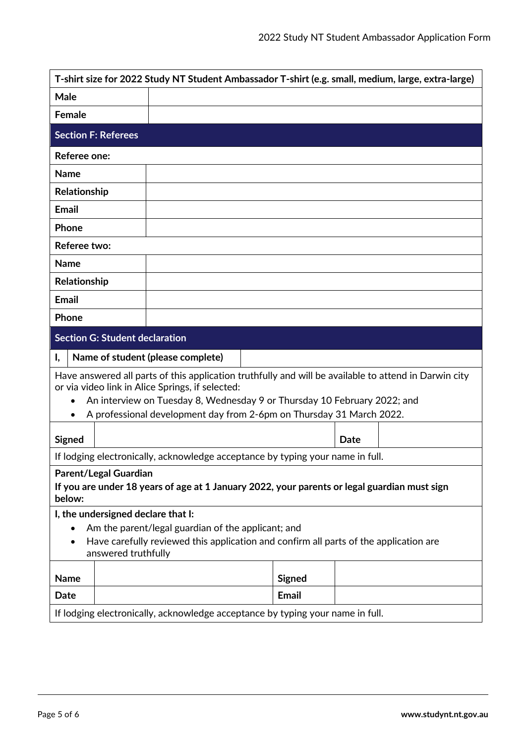| **T-shirt size for 2022 Study NT Student Ambassador T-shirt (e.g. small, medium, large, extra-large)** | |
|---|---|
| **Male** | |
| **Female** | |

## Section F: Referees

**Referee one:**

| | |
|---|---|
| **Name** | |
| **Relationship** | |
| **Email** | |
| **Phone** | |

**Referee two:**

| | |
|---|---|
| **Name** | |
| **Relationship** | |
| **Email** | |
| **Phone** | |

## Section G: Student declaration

| **I,** | **Name of student (please complete)** | |
|---|---|---|

Have answered all parts of this application truthfully and will be available to attend in Darwin city or via video link in Alice Springs, if selected:

- An interview on Tuesday 8, Wednesday 9 or Thursday 10 February 2022; and
- A professional development day from 2-6pm on Thursday 31 March 2022.

| **Signed** | | **Date** | |
|---|---|---|---|

If lodging electronically, acknowledge acceptance by typing your name in full.

**Parent/Legal Guardian**

**If you are under 18 years of age at 1 January 2022, your parents or legal guardian must sign below:**

**I, the undersigned declare that I:**

- Am the parent/legal guardian of the applicant; and
- Have carefully reviewed this application and confirm all parts of the application are answered truthfully

| **Name** | | **Signed** | |
|---|---|---|---|
| **Date** | | **Email** | |

If lodging electronically, acknowledge acceptance by typing your name in full.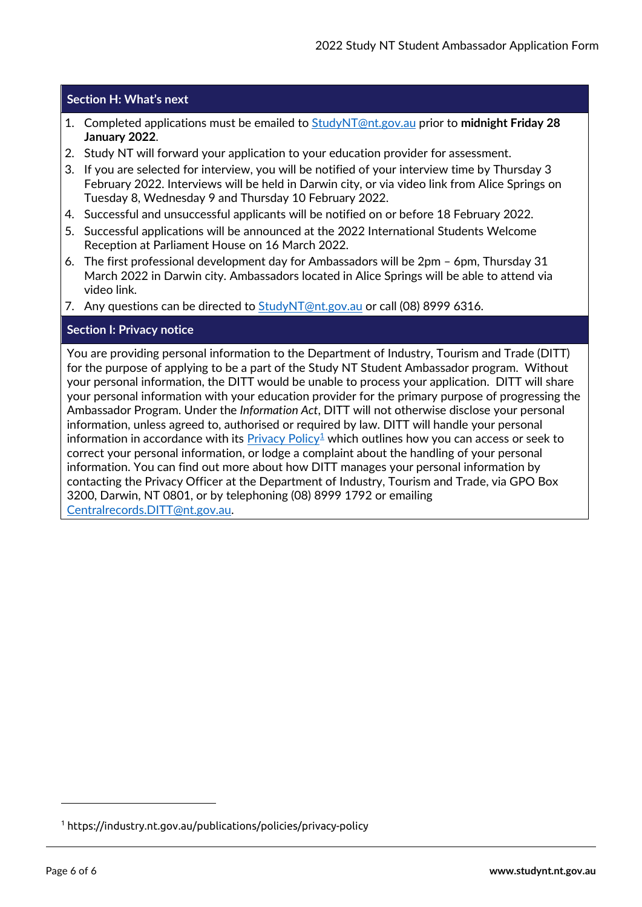## Section H: What's next

1. Completed applications must be emailed to StudyNT@nt.gov.au prior to **midnight Friday 28 January 2022**.
2. Study NT will forward your application to your education provider for assessment.
3. If you are selected for interview, you will be notified of your interview time by Thursday 3 February 2022. Interviews will be held in Darwin city, or via video link from Alice Springs on Tuesday 8, Wednesday 9 and Thursday 10 February 2022.
4. Successful and unsuccessful applicants will be notified on or before 18 February 2022.
5. Successful applications will be announced at the 2022 International Students Welcome Reception at Parliament House on 16 March 2022.
6. The first professional development day for Ambassadors will be 2pm – 6pm, Thursday 31 March 2022 in Darwin city. Ambassadors located in Alice Springs will be able to attend via video link.
7. Any questions can be directed to StudyNT@nt.gov.au or call (08) 8999 6316.

## Section I: Privacy notice

You are providing personal information to the Department of Industry, Tourism and Trade (DITT) for the purpose of applying to be a part of the Study NT Student Ambassador program. Without your personal information, the DITT would be unable to process your application. DITT will share your personal information with your education provider for the primary purpose of progressing the Ambassador Program. Under the *Information Act*, DITT will not otherwise disclose your personal information, unless agreed to, authorised or required by law. DITT will handle your personal information in accordance with its Privacy Policy[1] which outlines how you can access or seek to correct your personal information, or lodge a complaint about the handling of your personal information. You can find out more about how DITT manages your personal information by contacting the Privacy Officer at the Department of Industry, Tourism and Trade, via GPO Box 3200, Darwin, NT 0801, or by telephoning (08) 8999 1792 or emailing Centralrecords.DITT@nt.gov.au.

[1] https://industry.nt.gov.au/publications/policies/privacy-policy